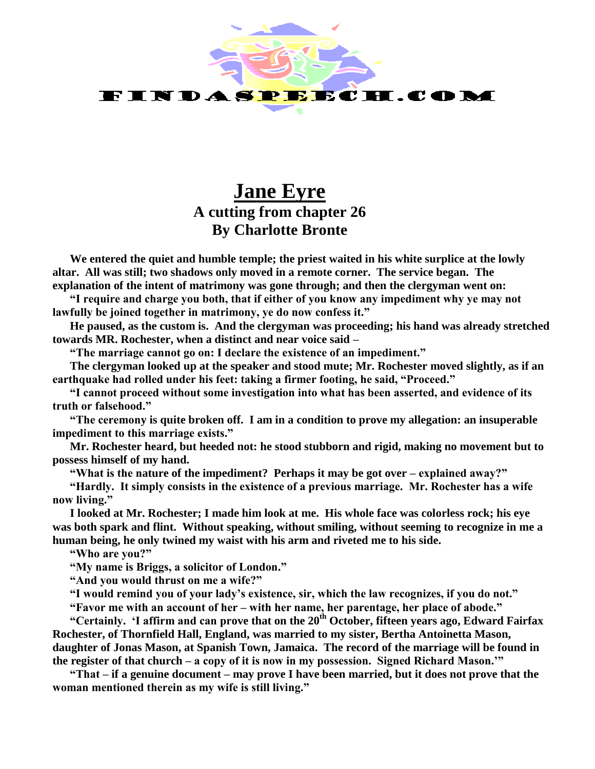FINDASPEECH.COM

# Jane Eyre

## A cutting from chapter 26

## By Charlotte Bronte

**We entered the quiet and humble temple; the priest waited in his white surplice at the lowly altar. All was still; two shadows only moved in a remote corner. The service began. The explanation of the intent of matrimony was gone through; and then the clergyman went on:**

**"I require and charge you both, that if either of you know any impediment why ye may not lawfully be joined together in matrimony, ye do now confess it."**

**He paused, as the custom is. And the clergyman was proceeding; his hand was already stretched towards MR. Rochester, when a distinct and near voice said –**

**"The marriage cannot go on: I declare the existence of an impediment."**

**The clergyman looked up at the speaker and stood mute; Mr. Rochester moved slightly, as if an earthquake had rolled under his feet: taking a firmer footing, he said, "Proceed."**

**"I cannot proceed without some investigation into what has been asserted, and evidence of its truth or falsehood."**

**"The ceremony is quite broken off. I am in a condition to prove my allegation: an insuperable impediment to this marriage exists."**

**Mr. Rochester heard, but heeded not: he stood stubborn and rigid, making no movement but to possess himself of my hand.**

**"What is the nature of the impediment? Perhaps it may be got over – explained away?"**

**"Hardly. It simply consists in the existence of a previous marriage. Mr. Rochester has a wife now living."**

**I looked at Mr. Rochester; I made him look at me. His whole face was colorless rock; his eye was both spark and flint. Without speaking, without smiling, without seeming to recognize in me a human being, he only twined my waist with his arm and riveted me to his side.**

**"Who are you?"**

**"My name is Briggs, a solicitor of London."**

**"And you would thrust on me a wife?"**

**"I would remind you of your lady's existence, sir, which the law recognizes, if you do not."**

**"Favor me with an account of her – with her name, her parentage, her place of abode."**

**"Certainly. 'I affirm and can prove that on the 20th October, fifteen years ago, Edward Fairfax Rochester, of Thornfield Hall, England, was married to my sister, Bertha Antoinetta Mason, daughter of Jonas Mason, at Spanish Town, Jamaica. The record of the marriage will be found in the register of that church – a copy of it is now in my possession. Signed Richard Mason.'"**

**"That – if a genuine document – may prove I have been married, but it does not prove that the woman mentioned therein as my wife is still living."**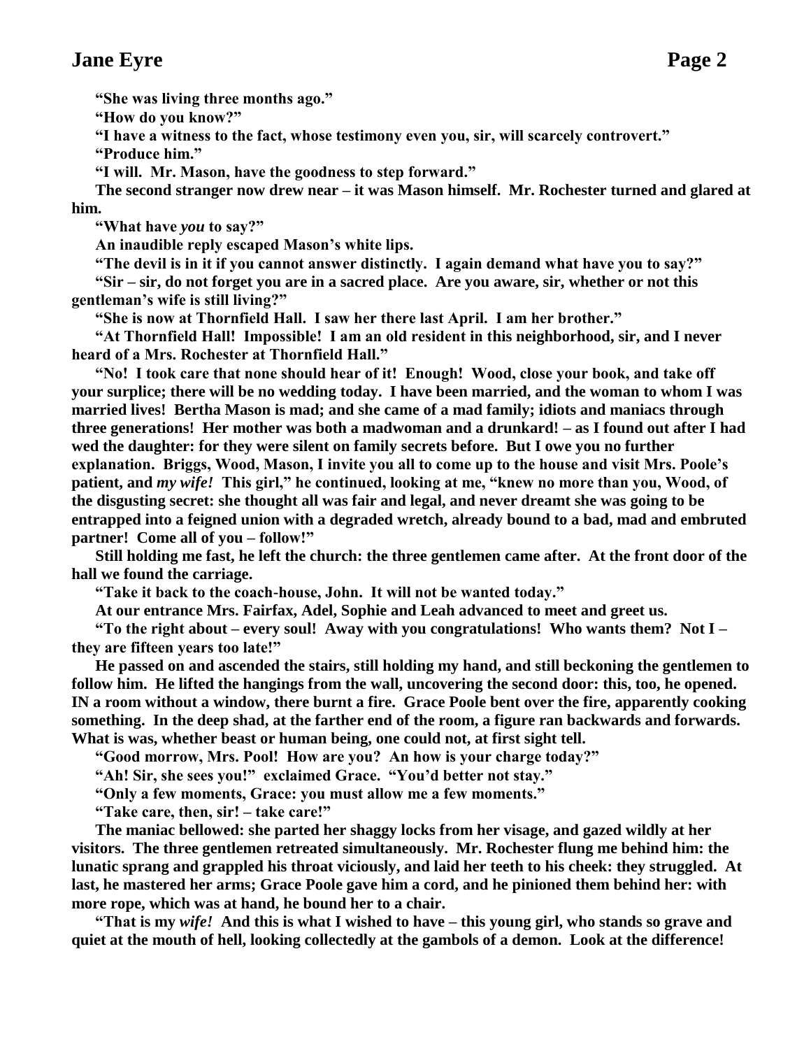"She was living three months ago."

"How do you know?"

"I have a witness to the fact, whose testimony even you, sir, will scarcely controvert."

"Produce him."

"I will. Mr. Mason, have the goodness to step forward."

The second stranger now drew near – it was Mason himself. Mr. Rochester turned and glared at him.

"What have *you* to say?"

An inaudible reply escaped Mason's white lips.

"The devil is in it if you cannot answer distinctly. I again demand what have you to say?"

"Sir – sir, do not forget you are in a sacred place. Are you aware, sir, whether or not this gentleman's wife is still living?"

"She is now at Thornfield Hall. I saw her there last April. I am her brother."

"At Thornfield Hall! Impossible! I am an old resident in this neighborhood, sir, and I never heard of a Mrs. Rochester at Thornfield Hall."

"No! I took care that none should hear of it! Enough! Wood, close your book, and take off your surplice; there will be no wedding today. I have been married, and the woman to whom I was married lives! Bertha Mason is mad; and she came of a mad family; idiots and maniacs through three generations! Her mother was both a madwoman and a drunkard! – as I found out after I had wed the daughter: for they were silent on family secrets before. But I owe you no further explanation. Briggs, Wood, Mason, I invite you all to come up to the house and visit Mrs. Poole's patient, and *my wife!* This girl," he continued, looking at me, "knew no more than you, Wood, of the disgusting secret: she thought all was fair and legal, and never dreamt she was going to be entrapped into a feigned union with a degraded wretch, already bound to a bad, mad and embruted partner! Come all of you – follow!"

Still holding me fast, he left the church: the three gentlemen came after. At the front door of the hall we found the carriage.

"Take it back to the coach-house, John. It will not be wanted today."

At our entrance Mrs. Fairfax, Adel, Sophie and Leah advanced to meet and greet us.

"To the right about – every soul! Away with you congratulations! Who wants them? Not I – they are fifteen years too late!"

He passed on and ascended the stairs, still holding my hand, and still beckoning the gentlemen to follow him. He lifted the hangings from the wall, uncovering the second door: this, too, he opened. IN a room without a window, there burnt a fire. Grace Poole bent over the fire, apparently cooking something. In the deep shad, at the farther end of the room, a figure ran backwards and forwards. What is was, whether beast or human being, one could not, at first sight tell.

"Good morrow, Mrs. Pool! How are you? An how is your charge today?"

"Ah! Sir, she sees you!" exclaimed Grace. "You'd better not stay."

"Only a few moments, Grace: you must allow me a few moments."

"Take care, then, sir! – take care!"

The maniac bellowed: she parted her shaggy locks from her visage, and gazed wildly at her visitors. The three gentlemen retreated simultaneously. Mr. Rochester flung me behind him: the lunatic sprang and grappled his throat viciously, and laid her teeth to his cheek: they struggled. At last, he mastered her arms; Grace Poole gave him a cord, and he pinioned them behind her: with more rope, which was at hand, he bound her to a chair.

"That is my *wife!* And this is what I wished to have – this young girl, who stands so grave and quiet at the mouth of hell, looking collectedly at the gambols of a demon. Look at the difference!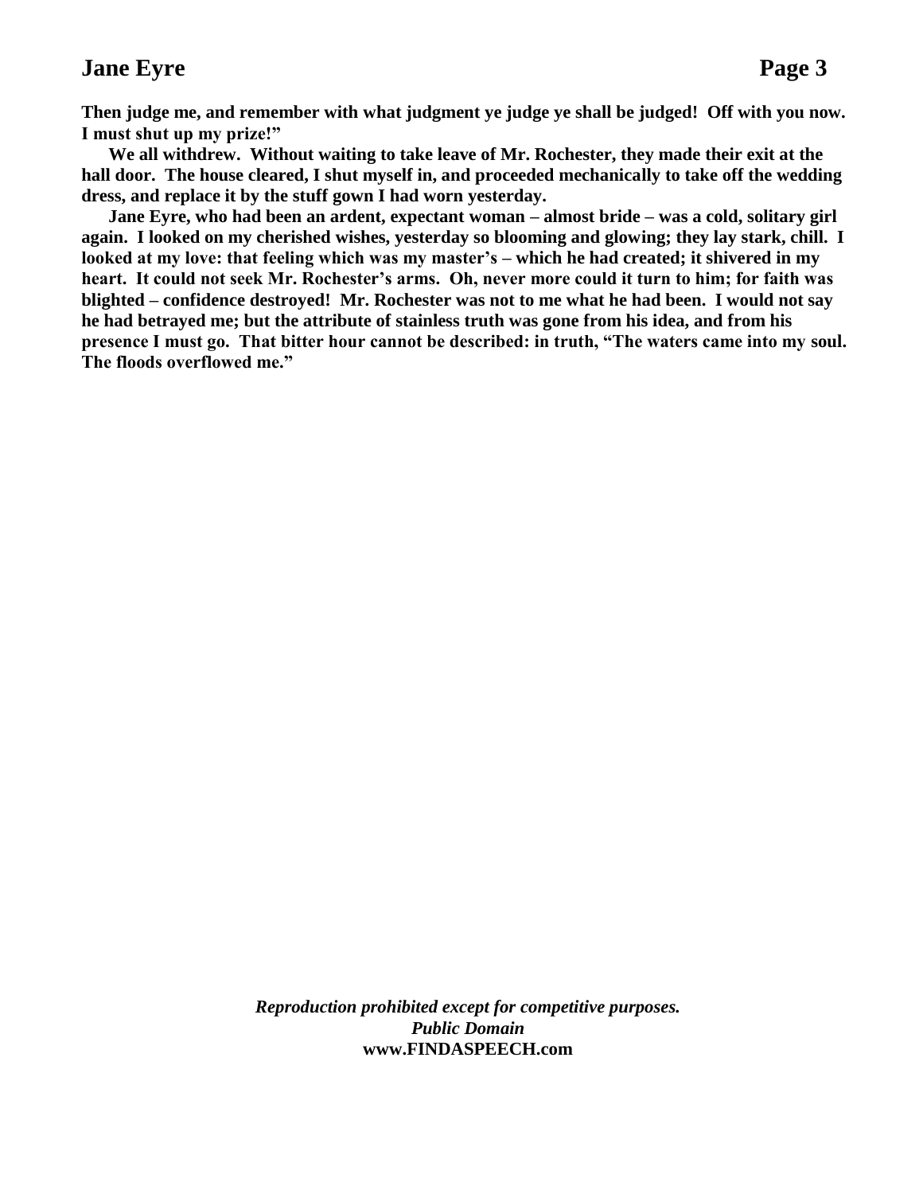**Then judge me, and remember with what judgment ye judge ye shall be judged! Off with you now. I must shut up my prize!"**

**We all withdrew. Without waiting to take leave of Mr. Rochester, they made their exit at the hall door. The house cleared, I shut myself in, and proceeded mechanically to take off the wedding dress, and replace it by the stuff gown I had worn yesterday.**

**Jane Eyre, who had been an ardent, expectant woman – almost bride – was a cold, solitary girl again. I looked on my cherished wishes, yesterday so blooming and glowing; they lay stark, chill. I looked at my love: that feeling which was my master's – which he had created; it shivered in my heart. It could not seek Mr. Rochester's arms. Oh, never more could it turn to him; for faith was blighted – confidence destroyed! Mr. Rochester was not to me what he had been. I would not say he had betrayed me; but the attribute of stainless truth was gone from his idea, and from his presence I must go. That bitter hour cannot be described: in truth, "The waters came into my soul. The floods overflowed me."**

***Reproduction prohibited except for competitive purposes.***
***Public Domain***
**www.FINDASPEECH.com**